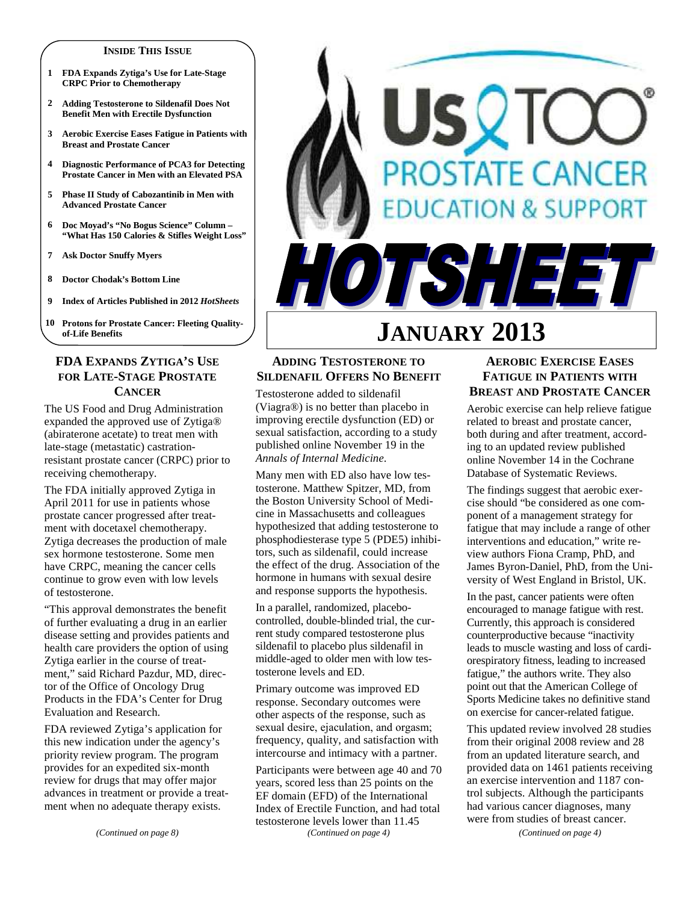**INSIDE THIS ISSUE**

1. FDA Expands Zytiga's Use for Late-Stage CRPC Prior to Chemotherapy
2. Adding Testosterone to Sildenafil Does Not Benefit Men with Erectile Dysfunction
3. Aerobic Exercise Eases Fatigue in Patients with Breast and Prostate Cancer
4. Diagnostic Performance of PCA3 for Detecting Prostate Cancer in Men with an Elevated PSA
5. Phase II Study of Cabozantinib in Men with Advanced Prostate Cancer
6. Doc Moyad's "No Bogus Science" Column – "What Has 150 Calories & Stifles Weight Loss"
7. Ask Doctor Snuffy Myers
8. Doctor Chodak's Bottom Line
9. Index of Articles Published in 2012 *HotSheets*
10. Protons for Prostate Cancer: Fleeting Quality-of-Life Benefits

# US TOO® PROSTATE CANCER EDUCATION & SUPPORT

# HOTSHEET

## JANUARY 2013

### FDA EXPANDS ZYTIGA'S USE FOR LATE-STAGE PROSTATE CANCER

The US Food and Drug Administration expanded the approved use of Zytiga® (abiraterone acetate) to treat men with late-stage (metastatic) castration-resistant prostate cancer (CRPC) prior to receiving chemotherapy.

The FDA initially approved Zytiga in April 2011 for use in patients whose prostate cancer progressed after treatment with docetaxel chemotherapy. Zytiga decreases the production of male sex hormone testosterone. Some men have CRPC, meaning the cancer cells continue to grow even with low levels of testosterone.

"This approval demonstrates the benefit of further evaluating a drug in an earlier disease setting and provides patients and health care providers the option of using Zytiga earlier in the course of treatment," said Richard Pazdur, MD, director of the Office of Oncology Drug Products in the FDA's Center for Drug Evaluation and Research.

FDA reviewed Zytiga's application for this new indication under the agency's priority review program. The program provides for an expedited six-month review for drugs that may offer major advances in treatment or provide a treatment when no adequate therapy exists.

*(Continued on page 8)*

### ADDING TESTOSTERONE TO SILDENAFIL OFFERS NO BENEFIT

Testosterone added to sildenafil (Viagra®) is no better than placebo in improving erectile dysfunction (ED) or sexual satisfaction, according to a study published online November 19 in the *Annals of Internal Medicine*.

Many men with ED also have low testosterone. Matthew Spitzer, MD, from the Boston University School of Medicine in Massachusetts and colleagues hypothesized that adding testosterone to phosphodiesterase type 5 (PDE5) inhibitors, such as sildenafil, could increase the effect of the drug. Association of the hormone in humans with sexual desire and response supports the hypothesis.

In a parallel, randomized, placebo-controlled, double-blinded trial, the current study compared testosterone plus sildenafil to placebo plus sildenafil in middle-aged to older men with low testosterone levels and ED.

Primary outcome was improved ED response. Secondary outcomes were other aspects of the response, such as sexual desire, ejaculation, and orgasm; frequency, quality, and satisfaction with intercourse and intimacy with a partner.

Participants were between age 40 and 70 years, scored less than 25 points on the EF domain (EFD) of the International Index of Erectile Function, and had total testosterone levels lower than 11.45

*(Continued on page 4)*

### AEROBIC EXERCISE EASES FATIGUE IN PATIENTS WITH BREAST AND PROSTATE CANCER

Aerobic exercise can help relieve fatigue related to breast and prostate cancer, both during and after treatment, according to an updated review published online November 14 in the Cochrane Database of Systematic Reviews.

The findings suggest that aerobic exercise should "be considered as one component of a management strategy for fatigue that may include a range of other interventions and education," write review authors Fiona Cramp, PhD, and James Byron-Daniel, PhD, from the University of West England in Bristol, UK.

In the past, cancer patients were often encouraged to manage fatigue with rest. Currently, this approach is considered counterproductive because "inactivity leads to muscle wasting and loss of cardiorespiratory fitness, leading to increased fatigue," the authors write. They also point out that the American College of Sports Medicine takes no definitive stand on exercise for cancer-related fatigue.

This updated review involved 28 studies from their original 2008 review and 28 from an updated literature search, and provided data on 1461 patients receiving an exercise intervention and 1187 control subjects. Although the participants had various cancer diagnoses, many were from studies of breast cancer.

*(Continued on page 4)*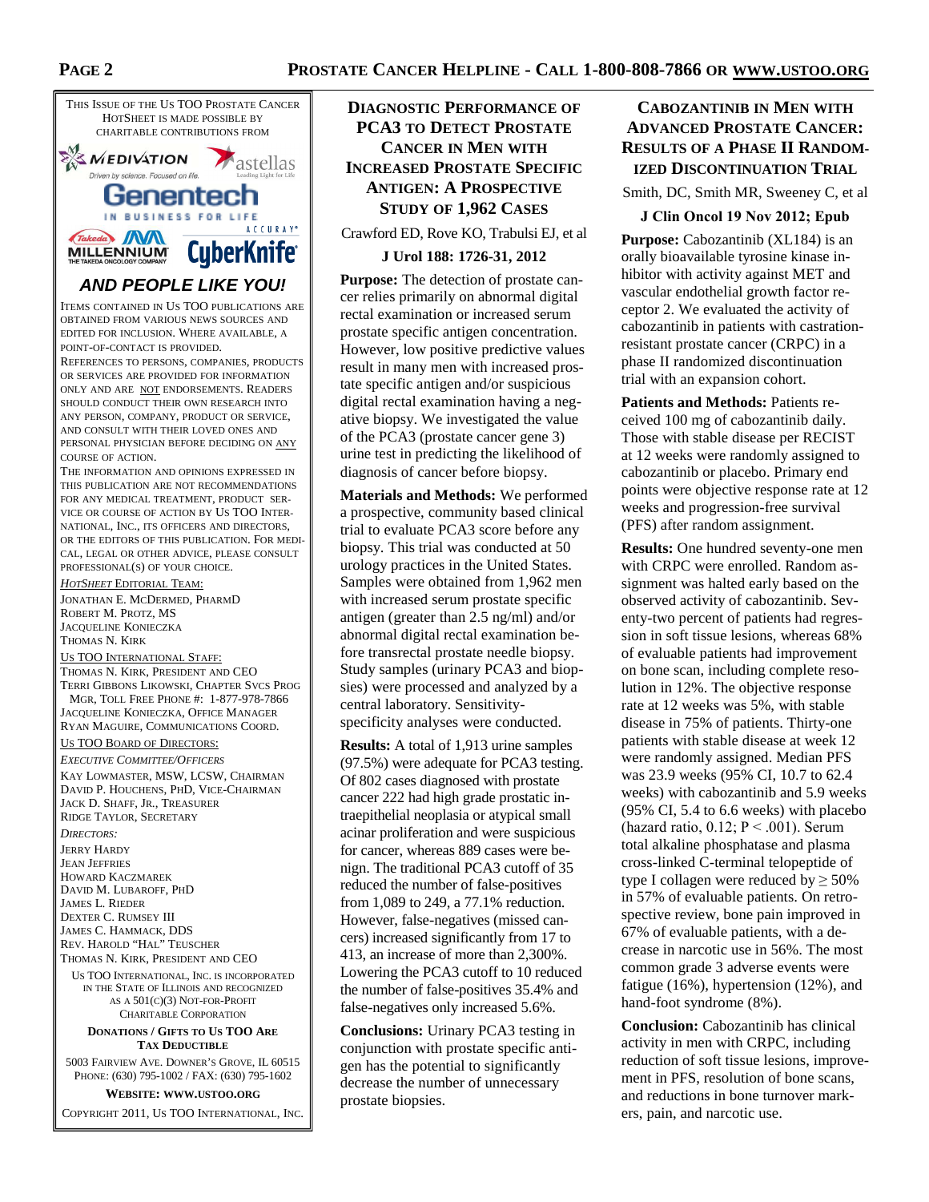THIS ISSUE OF THE US TOO PROSTATE CANCER HOTSHEET IS MADE POSSIBLE BY CHARITABLE CONTRIBUTIONS FROM

MEDIVATION · astellas · Genentech · Takeda MILLENNIUM · ACCURAY CyberKnife

***AND PEOPLE LIKE YOU!***

ITEMS CONTAINED IN US TOO PUBLICATIONS ARE OBTAINED FROM VARIOUS NEWS SOURCES AND EDITED FOR INCLUSION. WHERE AVAILABLE, A POINT-OF-CONTACT IS PROVIDED.

REFERENCES TO PERSONS, COMPANIES, PRODUCTS OR SERVICES ARE PROVIDED FOR INFORMATION ONLY AND ARE NOT ENDORSEMENTS. READERS SHOULD CONDUCT THEIR OWN RESEARCH INTO ANY PERSON, COMPANY, PRODUCT OR SERVICE, AND CONSULT WITH THEIR LOVED ONES AND PERSONAL PHYSICIAN BEFORE DECIDING ON ANY COURSE OF ACTION.

THE INFORMATION AND OPINIONS EXPRESSED IN THIS PUBLICATION ARE NOT RECOMMENDATIONS FOR ANY MEDICAL TREATMENT, PRODUCT SERVICE OR COURSE OF ACTION BY US TOO INTERNATIONAL, INC., ITS OFFICERS AND DIRECTORS, OR THE EDITORS OF THIS PUBLICATION. FOR MEDICAL, LEGAL OR OTHER ADVICE, PLEASE CONSULT PROFESSIONAL(S) OF YOUR CHOICE.

*HOTSHEET* EDITORIAL TEAM:
JONATHAN E. MCDERMED, PHARMD
ROBERT M. PROTZ, MS
JACQUELINE KONIECZKA
THOMAS N. KIRK

US TOO INTERNATIONAL STAFF:
THOMAS N. KIRK, PRESIDENT AND CEO
TERRI GIBBONS LIKOWSKI, CHAPTER SVCS PROG MGR, TOLL FREE PHONE #: 1-877-978-7866
JACQUELINE KONIECZKA, OFFICE MANAGER
RYAN MAGUIRE, COMMUNICATIONS COORD.

US TOO BOARD OF DIRECTORS:
*EXECUTIVE COMMITTEE/OFFICERS*
KAY LOWMASTER, MSW, LCSW, CHAIRMAN
DAVID P. HOUCHENS, PHD, VICE-CHAIRMAN
JACK D. SHAFF, JR., TREASURER
RIDGE TAYLOR, SECRETARY

*DIRECTORS:*
JERRY HARDY
JEAN JEFFRIES
HOWARD KACZMAREK
DAVID M. LUBAROFF, PHD
JAMES L. RIEDER
DEXTER C. RUMSEY III
JAMES C. HAMMACK, DDS
REV. HAROLD "HAL" TEUSCHER
THOMAS N. KIRK, PRESIDENT AND CEO

US TOO INTERNATIONAL, INC. IS INCORPORATED IN THE STATE OF ILLINOIS AND RECOGNIZED AS A 501(C)(3) NOT-FOR-PROFIT CHARITABLE CORPORATION

**DONATIONS / GIFTS TO US TOO ARE TAX DEDUCTIBLE**

5003 FAIRVIEW AVE. DOWNER'S GROVE, IL 60515
PHONE: (630) 795-1002 / FAX: (630) 795-1602

**WEBSITE: WWW.USTOO.ORG**

COPYRIGHT 2011, US TOO INTERNATIONAL, INC.

## DIAGNOSTIC PERFORMANCE OF PCA3 TO DETECT PROSTATE CANCER IN MEN WITH INCREASED PROSTATE SPECIFIC ANTIGEN: A PROSPECTIVE STUDY OF 1,962 CASES

Crawford ED, Rove KO, Trabulsi EJ, et al

**J Urol 188: 1726-31, 2012**

**Purpose:** The detection of prostate cancer relies primarily on abnormal digital rectal examination or increased serum prostate specific antigen concentration. However, low positive predictive values result in many men with increased prostate specific antigen and/or suspicious digital rectal examination having a negative biopsy. We investigated the value of the PCA3 (prostate cancer gene 3) urine test in predicting the likelihood of diagnosis of cancer before biopsy.

**Materials and Methods:** We performed a prospective, community based clinical trial to evaluate PCA3 score before any biopsy. This trial was conducted at 50 urology practices in the United States. Samples were obtained from 1,962 men with increased serum prostate specific antigen (greater than 2.5 ng/ml) and/or abnormal digital rectal examination before transrectal prostate needle biopsy. Study samples (urinary PCA3 and biopsies) were processed and analyzed by a central laboratory. Sensitivity-specificity analyses were conducted.

**Results:** A total of 1,913 urine samples (97.5%) were adequate for PCA3 testing. Of 802 cases diagnosed with prostate cancer 222 had high grade prostatic intraepithelial neoplasia or atypical small acinar proliferation and were suspicious for cancer, whereas 889 cases were benign. The traditional PCA3 cutoff of 35 reduced the number of false-positives from 1,089 to 249, a 77.1% reduction. However, false-negatives (missed cancers) increased significantly from 17 to 413, an increase of more than 2,300%. Lowering the PCA3 cutoff to 10 reduced the number of false-positives 35.4% and false-negatives only increased 5.6%.

**Conclusions:** Urinary PCA3 testing in conjunction with prostate specific antigen has the potential to significantly decrease the number of unnecessary prostate biopsies.

## CABOZANTINIB IN MEN WITH ADVANCED PROSTATE CANCER: RESULTS OF A PHASE II RANDOMIZED DISCONTINUATION TRIAL

Smith, DC, Smith MR, Sweeney C, et al

**J Clin Oncol 19 Nov 2012; Epub**

**Purpose:** Cabozantinib (XL184) is an orally bioavailable tyrosine kinase inhibitor with activity against MET and vascular endothelial growth factor receptor 2. We evaluated the activity of cabozantinib in patients with castration-resistant prostate cancer (CRPC) in a phase II randomized discontinuation trial with an expansion cohort.

**Patients and Methods:** Patients received 100 mg of cabozantinib daily. Those with stable disease per RECIST at 12 weeks were randomly assigned to cabozantinib or placebo. Primary end points were objective response rate at 12 weeks and progression-free survival (PFS) after random assignment.

**Results:** One hundred seventy-one men with CRPC were enrolled. Random assignment was halted early based on the observed activity of cabozantinib. Seventy-two percent of patients had regression in soft tissue lesions, whereas 68% of evaluable patients had improvement on bone scan, including complete resolution in 12%. The objective response rate at 12 weeks was 5%, with stable disease in 75% of patients. Thirty-one patients with stable disease at week 12 were randomly assigned. Median PFS was 23.9 weeks (95% CI, 10.7 to 62.4 weeks) with cabozantinib and 5.9 weeks (95% CI, 5.4 to 6.6 weeks) with placebo (hazard ratio, 0.12; $P < .001$). Serum total alkaline phosphatase and plasma cross-linked C-terminal telopeptide of type I collagen were reduced by $\geq 50\%$ in 57% of evaluable patients. On retrospective review, bone pain improved in 67% of evaluable patients, with a decrease in narcotic use in 56%. The most common grade 3 adverse events were fatigue (16%), hypertension (12%), and hand-foot syndrome (8%).

**Conclusion:** Cabozantinib has clinical activity in men with CRPC, including reduction of soft tissue lesions, improvement in PFS, resolution of bone scans, and reductions in bone turnover markers, pain, and narcotic use.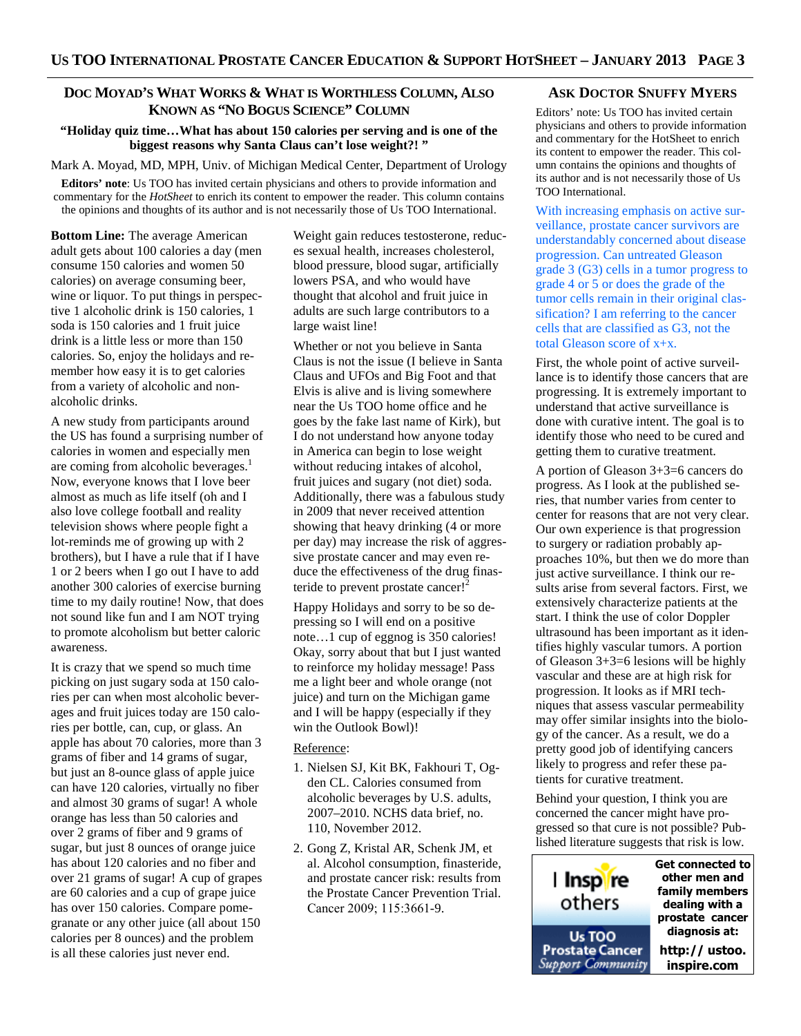## Doc Moyad's What Works & What is Worthless Column, Also Known as "No Bogus Science" Column

**"Holiday quiz time…What has about 150 calories per serving and is one of the biggest reasons why Santa Claus can't lose weight?! "**

Mark A. Moyad, MD, MPH, Univ. of Michigan Medical Center, Department of Urology

**Editors' note**: Us TOO has invited certain physicians and others to provide information and commentary for the *HotSheet* to enrich its content to empower the reader. This column contains the opinions and thoughts of its author and is not necessarily those of Us TOO International.

**Bottom Line:** The average American adult gets about 100 calories a day (men consume 150 calories and women 50 calories) on average consuming beer, wine or liquor. To put things in perspective 1 alcoholic drink is 150 calories, 1 soda is 150 calories and 1 fruit juice drink is a little less or more than 150 calories. So, enjoy the holidays and remember how easy it is to get calories from a variety of alcoholic and non-alcoholic drinks.

A new study from participants around the US has found a surprising number of calories in women and especially men are coming from alcoholic beverages.[1] Now, everyone knows that I love beer almost as much as life itself (oh and I also love college football and reality television shows where people fight a lot-reminds me of growing up with 2 brothers), but I have a rule that if I have 1 or 2 beers when I go out I have to add another 300 calories of exercise burning time to my daily routine! Now, that does not sound like fun and I am NOT trying to promote alcoholism but better caloric awareness.

It is crazy that we spend so much time picking on just sugary soda at 150 calories per can when most alcoholic beverages and fruit juices today are 150 calories per bottle, can, cup, or glass. An apple has about 70 calories, more than 3 grams of fiber and 14 grams of sugar, but just an 8-ounce glass of apple juice can have 120 calories, virtually no fiber and almost 30 grams of sugar! A whole orange has less than 50 calories and over 2 grams of fiber and 9 grams of sugar, but just 8 ounces of orange juice has about 120 calories and no fiber and over 21 grams of sugar! A cup of grapes are 60 calories and a cup of grape juice has over 150 calories. Compare pomegranate or any other juice (all about 150 calories per 8 ounces) and the problem is all these calories just never end.

Weight gain reduces testosterone, reduces sexual health, increases cholesterol, blood pressure, blood sugar, artificially lowers PSA, and who would have thought that alcohol and fruit juice in adults are such large contributors to a large waist line!

Whether or not you believe in Santa Claus is not the issue (I believe in Santa Claus and UFOs and Big Foot and that Elvis is alive and is living somewhere near the Us TOO home office and he goes by the fake last name of Kirk), but I do not understand how anyone today in America can begin to lose weight without reducing intakes of alcohol, fruit juices and sugary (not diet) soda. Additionally, there was a fabulous study in 2009 that never received attention showing that heavy drinking (4 or more per day) may increase the risk of aggressive prostate cancer and may even reduce the effectiveness of the drug finasteride to prevent prostate cancer![2]

Happy Holidays and sorry to be so depressing so I will end on a positive note…1 cup of eggnog is 350 calories! Okay, sorry about that but I just wanted to reinforce my holiday message! Pass me a light beer and whole orange (not juice) and turn on the Michigan game and I will be happy (especially if they win the Outlook Bowl)!

Reference:

1. Nielsen SJ, Kit BK, Fakhouri T, Ogden CL. Calories consumed from alcoholic beverages by U.S. adults, 2007–2010. NCHS data brief, no. 110, November 2012.
2. Gong Z, Kristal AR, Schenk JM, et al. Alcohol consumption, finasteride, and prostate cancer risk: results from the Prostate Cancer Prevention Trial. Cancer 2009; 115:3661-9.

## Ask Doctor Snuffy Myers

Editors' note: Us TOO has invited certain physicians and others to provide information and commentary for the HotSheet to enrich its content to empower the reader. This column contains the opinions and thoughts of its author and is not necessarily those of Us TOO International.

With increasing emphasis on active surveillance, prostate cancer survivors are understandably concerned about disease progression. Can untreated Gleason grade 3 (G3) cells in a tumor progress to grade 4 or 5 or does the grade of the tumor cells remain in their original classification? I am referring to the cancer cells that are classified as G3, not the total Gleason score of x+x.

First, the whole point of active surveillance is to identify those cancers that are progressing. It is extremely important to understand that active surveillance is done with curative intent. The goal is to identify those who need to be cured and getting them to curative treatment.

A portion of Gleason 3+3=6 cancers do progress. As I look at the published series, that number varies from center to center for reasons that are not very clear. Our own experience is that progression to surgery or radiation probably approaches 10%, but then we do more than just active surveillance. I think our results arise from several factors. First, we extensively characterize patients at the start. I think the use of color Doppler ultrasound has been important as it identifies highly vascular tumors. A portion of Gleason 3+3=6 lesions will be highly vascular and these are at high risk for progression. It looks as if MRI techniques that assess vascular permeability may offer similar insights into the biology of the cancer. As a result, we do a pretty good job of identifying cancers likely to progress and refer these patients for curative treatment.

Behind your question, I think you are concerned the cancer might have progressed so that cure is not possible? Published literature suggests that risk is low.

I Inspire others — Us TOO Prostate Cancer Support Community

**Get connected to other men and family members dealing with a prostate cancer diagnosis at: http:// ustoo. inspire.com**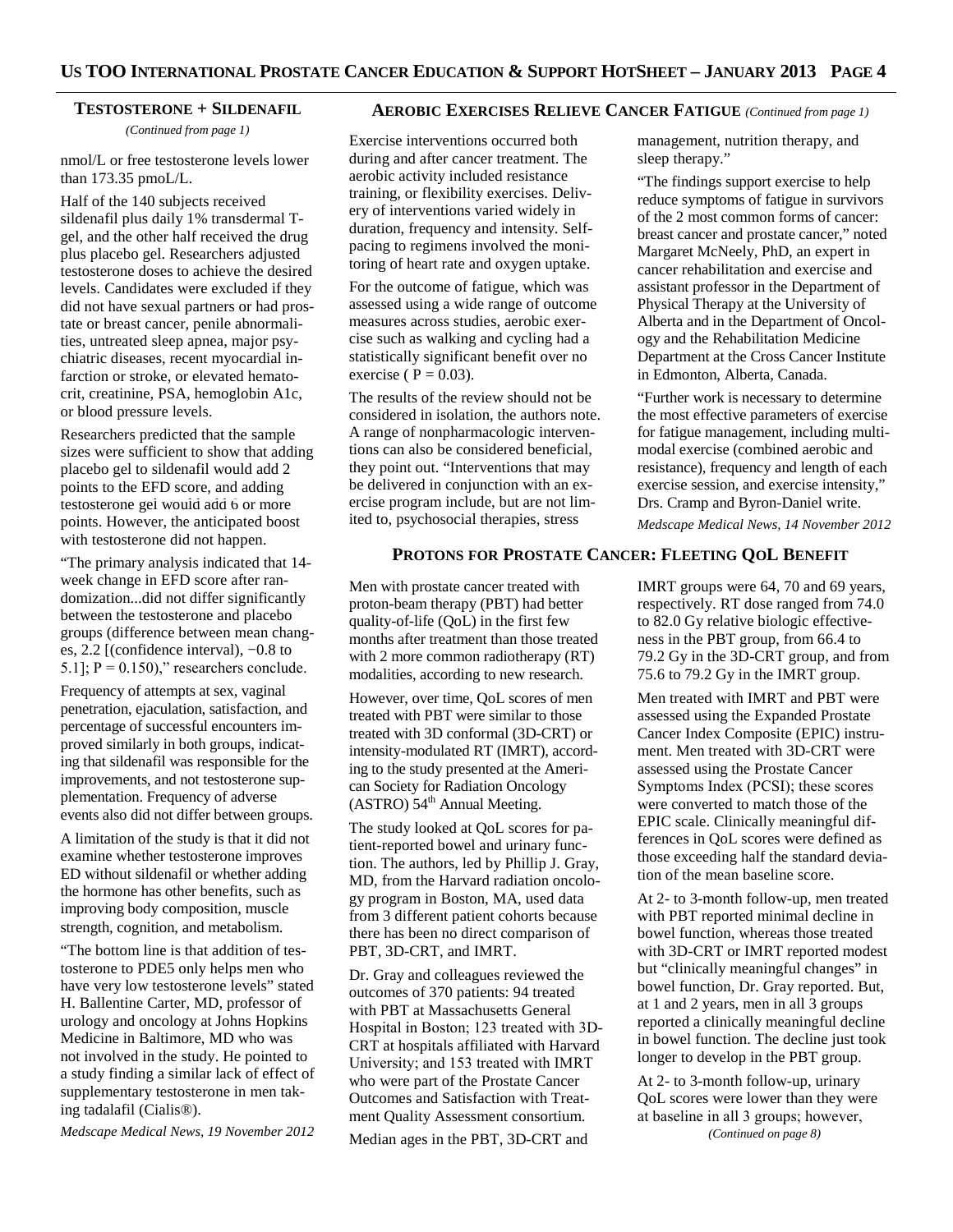## Testosterone + Sildenafil

*(Continued from page 1)*

nmol/L or free testosterone levels lower than 173.35 pmoL/L.

Half of the 140 subjects received sildenafil plus daily 1% transdermal T-gel, and the other half received the drug plus placebo gel. Researchers adjusted testosterone doses to achieve the desired levels. Candidates were excluded if they did not have sexual partners or had prostate or breast cancer, penile abnormalities, untreated sleep apnea, major psychiatric diseases, recent myocardial infarction or stroke, or elevated hematocrit, creatinine, PSA, hemoglobin A1c, or blood pressure levels.

Researchers predicted that the sample sizes were sufficient to show that adding placebo gel to sildenafil would add 2 points to the EFD score, and adding testosterone gel would add 6 or more points. However, the anticipated boost with testosterone did not happen.

"The primary analysis indicated that 14-week change in EFD score after randomization...did not differ significantly between the testosterone and placebo groups (difference between mean changes, 2.2 [(confidence interval), −0.8 to 5.1]; $P = 0.150$)," researchers conclude.

Frequency of attempts at sex, vaginal penetration, ejaculation, satisfaction, and percentage of successful encounters improved similarly in both groups, indicating that sildenafil was responsible for the improvements, and not testosterone supplementation. Frequency of adverse events also did not differ between groups.

A limitation of the study is that it did not examine whether testosterone improves ED without sildenafil or whether adding the hormone has other benefits, such as improving body composition, muscle strength, cognition, and metabolism.

"The bottom line is that addition of testosterone to PDE5 only helps men who have very low testosterone levels" stated H. Ballentine Carter, MD, professor of urology and oncology at Johns Hopkins Medicine in Baltimore, MD who was not involved in the study. He pointed to a study finding a similar lack of effect of supplementary testosterone in men taking tadalafil (Cialis®).

*Medscape Medical News, 19 November 2012*

## Aerobic Exercises Relieve Cancer Fatigue *(Continued from page 1)*

Exercise interventions occurred both during and after cancer treatment. The aerobic activity included resistance training, or flexibility exercises. Delivery of interventions varied widely in duration, frequency and intensity. Self-pacing to regimens involved the monitoring of heart rate and oxygen uptake.

For the outcome of fatigue, which was assessed using a wide range of outcome measures across studies, aerobic exercise such as walking and cycling had a statistically significant benefit over no exercise ( $P = 0.03$).

The results of the review should not be considered in isolation, the authors note. A range of nonpharmacologic interventions can also be considered beneficial, they point out. "Interventions that may be delivered in conjunction with an exercise program include, but are not limited to, psychosocial therapies, stress management, nutrition therapy, and sleep therapy."

"The findings support exercise to help reduce symptoms of fatigue in survivors of the 2 most common forms of cancer: breast cancer and prostate cancer," noted Margaret McNeely, PhD, an expert in cancer rehabilitation and exercise and assistant professor in the Department of Physical Therapy at the University of Alberta and in the Department of Oncology and the Rehabilitation Medicine Department at the Cross Cancer Institute in Edmonton, Alberta, Canada.

"Further work is necessary to determine the most effective parameters of exercise for fatigue management, including multimodal exercise (combined aerobic and resistance), frequency and length of each exercise session, and exercise intensity," Drs. Cramp and Byron-Daniel write.

*Medscape Medical News, 14 November 2012*

## Protons for Prostate Cancer: Fleeting QoL Benefit

Men with prostate cancer treated with proton-beam therapy (PBT) had better quality-of-life (QoL) in the first few months after treatment than those treated with 2 more common radiotherapy (RT) modalities, according to new research.

However, over time, QoL scores of men treated with PBT were similar to those treated with 3D conformal (3D-CRT) or intensity-modulated RT (IMRT), according to the study presented at the American Society for Radiation Oncology (ASTRO) 54th Annual Meeting.

The study looked at QoL scores for patient-reported bowel and urinary function. The authors, led by Phillip J. Gray, MD, from the Harvard radiation oncology program in Boston, MA, used data from 3 different patient cohorts because there has been no direct comparison of PBT, 3D-CRT, and IMRT.

Dr. Gray and colleagues reviewed the outcomes of 370 patients: 94 treated with PBT at Massachusetts General Hospital in Boston; 123 treated with 3D-CRT at hospitals affiliated with Harvard University; and 153 treated with IMRT who were part of the Prostate Cancer Outcomes and Satisfaction with Treatment Quality Assessment consortium.

Median ages in the PBT, 3D-CRT and IMRT groups were 64, 70 and 69 years, respectively. RT dose ranged from 74.0 to 82.0 Gy relative biologic effectiveness in the PBT group, from 66.4 to 79.2 Gy in the 3D-CRT group, and from 75.6 to 79.2 Gy in the IMRT group.

Men treated with IMRT and PBT were assessed using the Expanded Prostate Cancer Index Composite (EPIC) instrument. Men treated with 3D-CRT were assessed using the Prostate Cancer Symptoms Index (PCSI); these scores were converted to match those of the EPIC scale. Clinically meaningful differences in QoL scores were defined as those exceeding half the standard deviation of the mean baseline score.

At 2- to 3-month follow-up, men treated with PBT reported minimal decline in bowel function, whereas those treated with 3D-CRT or IMRT reported modest but "clinically meaningful changes" in bowel function, Dr. Gray reported. But, at 1 and 2 years, men in all 3 groups reported a clinically meaningful decline in bowel function. The decline just took longer to develop in the PBT group.

At 2- to 3-month follow-up, urinary QoL scores were lower than they were at baseline in all 3 groups; however,

*(Continued on page 8)*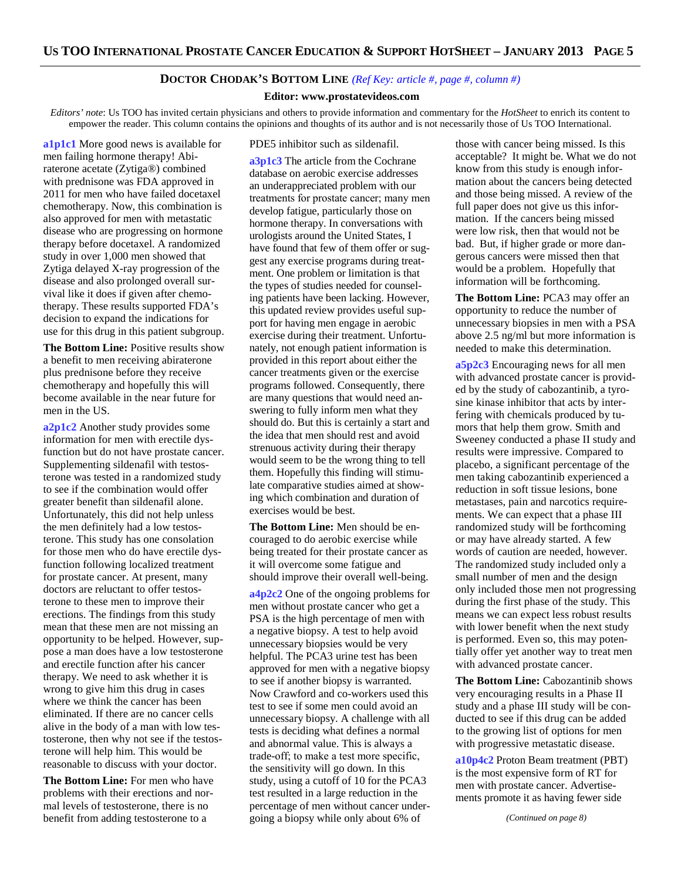## DOCTOR CHODAK'S BOTTOM LINE *(Ref Key: article #, page #, column #)*

**Editor: www.prostatevideos.com**

*Editors' note*: Us TOO has invited certain physicians and others to provide information and commentary for the *HotSheet* to enrich its content to empower the reader. This column contains the opinions and thoughts of its author and is not necessarily those of Us TOO International.

**a1p1c1** More good news is available for men failing hormone therapy! Abiraterone acetate (Zytiga®) combined with prednisone was FDA approved in 2011 for men who have failed docetaxel chemotherapy. Now, this combination is also approved for men with metastatic disease who are progressing on hormone therapy before docetaxel. A randomized study in over 1,000 men showed that Zytiga delayed X-ray progression of the disease and also prolonged overall survival like it does if given after chemotherapy. These results supported FDA's decision to expand the indications for use for this drug in this patient subgroup.

**The Bottom Line:** Positive results show a benefit to men receiving abiraterone plus prednisone before they receive chemotherapy and hopefully this will become available in the near future for men in the US.

**a2p1c2** Another study provides some information for men with erectile dysfunction but do not have prostate cancer. Supplementing sildenafil with testosterone was tested in a randomized study to see if the combination would offer greater benefit than sildenafil alone. Unfortunately, this did not help unless the men definitely had a low testosterone. This study has one consolation for those men who do have erectile dysfunction following localized treatment for prostate cancer. At present, many doctors are reluctant to offer testosterone to these men to improve their erections. The findings from this study mean that these men are not missing an opportunity to be helped. However, suppose a man does have a low testosterone and erectile function after his cancer therapy. We need to ask whether it is wrong to give him this drug in cases where we think the cancer has been eliminated. If there are no cancer cells alive in the body of a man with low testosterone, then why not see if the testosterone will help him. This would be reasonable to discuss with your doctor.

**The Bottom Line:** For men who have problems with their erections and normal levels of testosterone, there is no benefit from adding testosterone to a PDE5 inhibitor such as sildenafil.

**a3p1c3** The article from the Cochrane database on aerobic exercise addresses an underappreciated problem with our treatments for prostate cancer; many men develop fatigue, particularly those on hormone therapy. In conversations with urologists around the United States, I have found that few of them offer or suggest any exercise programs during treatment. One problem or limitation is that the types of studies needed for counseling patients have been lacking. However, this updated review provides useful support for having men engage in aerobic exercise during their treatment. Unfortunately, not enough patient information is provided in this report about either the cancer treatments given or the exercise programs followed. Consequently, there are many questions that would need answering to fully inform men what they should do. But this is certainly a start and the idea that men should rest and avoid strenuous activity during their therapy would seem to be the wrong thing to tell them. Hopefully this finding will stimulate comparative studies aimed at showing which combination and duration of exercises would be best.

**The Bottom Line:** Men should be encouraged to do aerobic exercise while being treated for their prostate cancer as it will overcome some fatigue and should improve their overall well-being.

**a4p2c2** One of the ongoing problems for men without prostate cancer who get a PSA is the high percentage of men with a negative biopsy. A test to help avoid unnecessary biopsies would be very helpful. The PCA3 urine test has been approved for men with a negative biopsy to see if another biopsy is warranted. Now Crawford and co-workers used this test to see if some men could avoid an unnecessary biopsy. A challenge with all tests is deciding what defines a normal and abnormal value. This is always a trade-off; to make a test more specific, the sensitivity will go down. In this study, using a cutoff of 10 for the PCA3 test resulted in a large reduction in the percentage of men without cancer undergoing a biopsy while only about 6% of those with cancer being missed. Is this acceptable? It might be. What we do not know from this study is enough information about the cancers being detected and those being missed. A review of the full paper does not give us this information. If the cancers being missed were low risk, then that would not be bad. But, if higher grade or more dangerous cancers were missed then that would be a problem. Hopefully that information will be forthcoming.

**The Bottom Line:** PCA3 may offer an opportunity to reduce the number of unnecessary biopsies in men with a PSA above 2.5 ng/ml but more information is needed to make this determination.

**a5p2c3** Encouraging news for all men with advanced prostate cancer is provided by the study of cabozantinib, a tyrosine kinase inhibitor that acts by interfering with chemicals produced by tumors that help them grow. Smith and Sweeney conducted a phase II study and results were impressive. Compared to placebo, a significant percentage of the men taking cabozantinib experienced a reduction in soft tissue lesions, bone metastases, pain and narcotics requirements. We can expect that a phase III randomized study will be forthcoming or may have already started. A few words of caution are needed, however. The randomized study included only a small number of men and the design only included those men not progressing during the first phase of the study. This means we can expect less robust results with lower benefit when the next study is performed. Even so, this may potentially offer yet another way to treat men with advanced prostate cancer.

**The Bottom Line:** Cabozantinib shows very encouraging results in a Phase II study and a phase III study will be conducted to see if this drug can be added to the growing list of options for men with progressive metastatic disease.

**a10p4c2** Proton Beam treatment (PBT) is the most expensive form of RT for men with prostate cancer. Advertisements promote it as having fewer side

*(Continued on page 8)*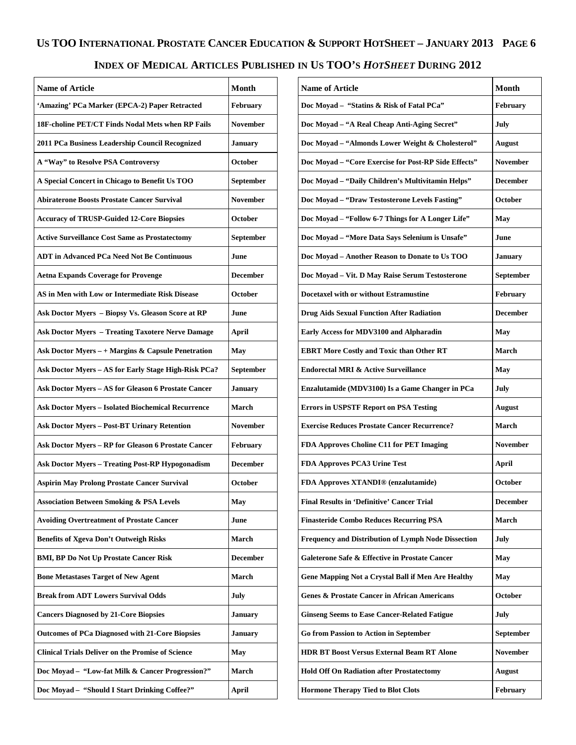## INDEX OF MEDICAL ARTICLES PUBLISHED IN US TOO'S *HOTSHEET* DURING 2012

| Name of Article | Month |
|---|---|
| 'Amazing' PCa Marker (EPCA-2) Paper Retracted | February |
| 18F-choline PET/CT Finds Nodal Mets when RP Fails | November |
| 2011 PCa Business Leadership Council Recognized | January |
| A "Way" to Resolve PSA Controversy | October |
| A Special Concert in Chicago to Benefit Us TOO | September |
| Abiraterone Boosts Prostate Cancer Survival | November |
| Accuracy of TRUSP-Guided 12-Core Biopsies | October |
| Active Surveillance Cost Same as Prostatectomy | September |
| ADT in Advanced PCa Need Not Be Continuous | June |
| Aetna Expands Coverage for Provenge | December |
| AS in Men with Low or Intermediate Risk Disease | October |
| Ask Doctor Myers – Biopsy Vs. Gleason Score at RP | June |
| Ask Doctor Myers – Treating Taxotere Nerve Damage | April |
| Ask Doctor Myers – + Margins & Capsule Penetration | May |
| Ask Doctor Myers – AS for Early Stage High-Risk PCa? | September |
| Ask Doctor Myers – AS for Gleason 6 Prostate Cancer | January |
| Ask Doctor Myers – Isolated Biochemical Recurrence | March |
| Ask Doctor Myers – Post-BT Urinary Retention | November |
| Ask Doctor Myers – RP for Gleason 6 Prostate Cancer | February |
| Ask Doctor Myers – Treating Post-RP Hypogonadism | December |
| Aspirin May Prolong Prostate Cancer Survival | October |
| Association Between Smoking & PSA Levels | May |
| Avoiding Overtreatment of Prostate Cancer | June |
| Benefits of Xgeva Don't Outweigh Risks | March |
| BMI, BP Do Not Up Prostate Cancer Risk | December |
| Bone Metastases Target of New Agent | March |
| Break from ADT Lowers Survival Odds | July |
| Cancers Diagnosed by 21-Core Biopsies | January |
| Outcomes of PCa Diagnosed with 21-Core Biopsies | January |
| Clinical Trials Deliver on the Promise of Science | May |
| Doc Moyad – "Low-fat Milk & Cancer Progression?" | March |
| Doc Moyad – "Should I Start Drinking Coffee?" | April |
| Doc Moyad – "Statins & Risk of Fatal PCa" | February |
| Doc Moyad – "A Real Cheap Anti-Aging Secret" | July |
| Doc Moyad – "Almonds Lower Weight & Cholesterol" | August |
| Doc Moyad – "Core Exercise for Post-RP Side Effects" | November |
| Doc Moyad – "Daily Children's Multivitamin Helps" | December |
| Doc Moyad – "Draw Testosterone Levels Fasting" | October |
| Doc Moyad – "Follow 6-7 Things for A Longer Life" | May |
| Doc Moyad – "More Data Says Selenium is Unsafe" | June |
| Doc Moyad – Another Reason to Donate to Us TOO | January |
| Doc Moyad – Vit. D May Raise Serum Testosterone | September |
| Docetaxel with or without Estramustine | February |
| Drug Aids Sexual Function After Radiation | December |
| Early Access for MDV3100 and Alpharadin | May |
| EBRT More Costly and Toxic than Other RT | March |
| Endorectal MRI & Active Surveillance | May |
| Enzalutamide (MDV3100) Is a Game Changer in PCa | July |
| Errors in USPSTF Report on PSA Testing | August |
| Exercise Reduces Prostate Cancer Recurrence? | March |
| FDA Approves Choline C11 for PET Imaging | November |
| FDA Approves PCA3 Urine Test | April |
| FDA Approves XTANDI® (enzalutamide) | October |
| Final Results in 'Definitive' Cancer Trial | December |
| Finasteride Combo Reduces Recurring PSA | March |
| Frequency and Distribution of Lymph Node Dissection | July |
| Galeterone Safe & Effective in Prostate Cancer | May |
| Gene Mapping Not a Crystal Ball if Men Are Healthy | May |
| Genes & Prostate Cancer in African Americans | October |
| Ginseng Seems to Ease Cancer-Related Fatigue | July |
| Go from Passion to Action in September | September |
| HDR BT Boost Versus External Beam RT Alone | November |
| Hold Off On Radiation after Prostatectomy | August |
| Hormone Therapy Tied to Blot Clots | February |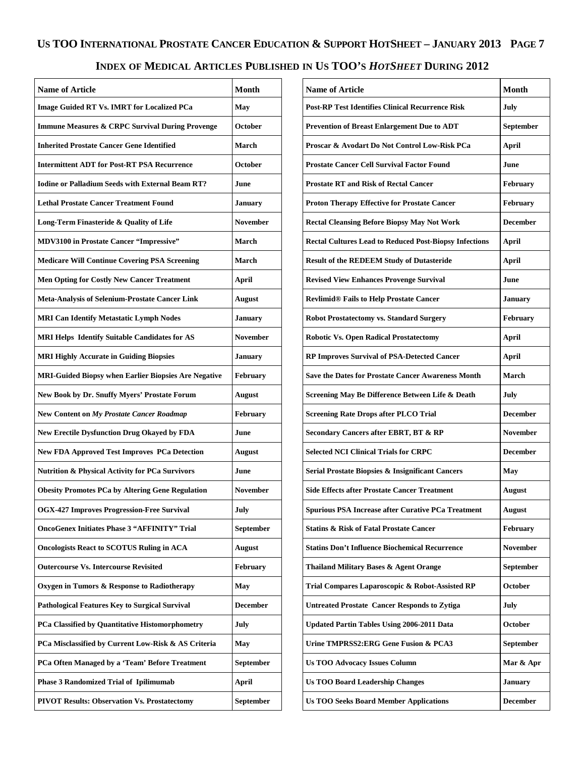## INDEX OF MEDICAL ARTICLES PUBLISHED IN US TOO'S *HOTSHEET* DURING 2012

| Name of Article | Month |
|---|---|
| Image Guided RT Vs. IMRT for Localized PCa | May |
| Immune Measures & CRPC Survival During Provenge | October |
| Inherited Prostate Cancer Gene Identified | March |
| Intermittent ADT for Post-RT PSA Recurrence | October |
| Iodine or Palladium Seeds with External Beam RT? | June |
| Lethal Prostate Cancer Treatment Found | January |
| Long-Term Finasteride & Quality of Life | November |
| MDV3100 in Prostate Cancer "Impressive" | March |
| Medicare Will Continue Covering PSA Screening | March |
| Men Opting for Costly New Cancer Treatment | April |
| Meta-Analysis of Selenium-Prostate Cancer Link | August |
| MRI Can Identify Metastatic Lymph Nodes | January |
| MRI Helps Identify Suitable Candidates for AS | November |
| MRI Highly Accurate in Guiding Biopsies | January |
| MRI-Guided Biopsy when Earlier Biopsies Are Negative | February |
| New Book by Dr. Snuffy Myers' Prostate Forum | August |
| New Content on *My Prostate Cancer Roadmap* | February |
| New Erectile Dysfunction Drug Okayed by FDA | June |
| New FDA Approved Test Improves PCa Detection | August |
| Nutrition & Physical Activity for PCa Survivors | June |
| Obesity Promotes PCa by Altering Gene Regulation | November |
| OGX-427 Improves Progression-Free Survival | July |
| OncoGenex Initiates Phase 3 "AFFINITY" Trial | September |
| Oncologists React to SCOTUS Ruling in ACA | August |
| Outercourse Vs. Intercourse Revisited | February |
| Oxygen in Tumors & Response to Radiotherapy | May |
| Pathological Features Key to Surgical Survival | December |
| PCa Classified by Quantitative Histomorphometry | July |
| PCa Misclassified by Current Low-Risk & AS Criteria | May |
| PCa Often Managed by a 'Team' Before Treatment | September |
| Phase 3 Randomized Trial of Ipilimumab | April |
| PIVOT Results: Observation Vs. Prostatectomy | September |
| Post-RP Test Identifies Clinical Recurrence Risk | July |
| Prevention of Breast Enlargement Due to ADT | September |
| Proscar & Avodart Do Not Control Low-Risk PCa | April |
| Prostate Cancer Cell Survival Factor Found | June |
| Prostate RT and Risk of Rectal Cancer | February |
| Proton Therapy Effective for Prostate Cancer | February |
| Rectal Cleansing Before Biopsy May Not Work | December |
| Rectal Cultures Lead to Reduced Post-Biopsy Infections | April |
| Result of the REDEEM Study of Dutasteride | April |
| Revised View Enhances Provenge Survival | June |
| Revlimid® Fails to Help Prostate Cancer | January |
| Robot Prostatectomy vs. Standard Surgery | February |
| Robotic Vs. Open Radical Prostatectomy | April |
| RP Improves Survival of PSA-Detected Cancer | April |
| Save the Dates for Prostate Cancer Awareness Month | March |
| Screening May Be Difference Between Life & Death | July |
| Screening Rate Drops after PLCO Trial | December |
| Secondary Cancers after EBRT, BT & RP | November |
| Selected NCI Clinical Trials for CRPC | December |
| Serial Prostate Biopsies & Insignificant Cancers | May |
| Side Effects after Prostate Cancer Treatment | August |
| Spurious PSA Increase after Curative PCa Treatment | August |
| Statins & Risk of Fatal Prostate Cancer | February |
| Statins Don't Influence Biochemical Recurrence | November |
| Thailand Military Bases & Agent Orange | September |
| Trial Compares Laparoscopic & Robot-Assisted RP | October |
| Untreated Prostate Cancer Responds to Zytiga | July |
| Updated Partin Tables Using 2006-2011 Data | October |
| Urine TMPRSS2:ERG Gene Fusion & PCA3 | September |
| Us TOO Advocacy Issues Column | Mar & Apr |
| Us TOO Board Leadership Changes | January |
| Us TOO Seeks Board Member Applications | December |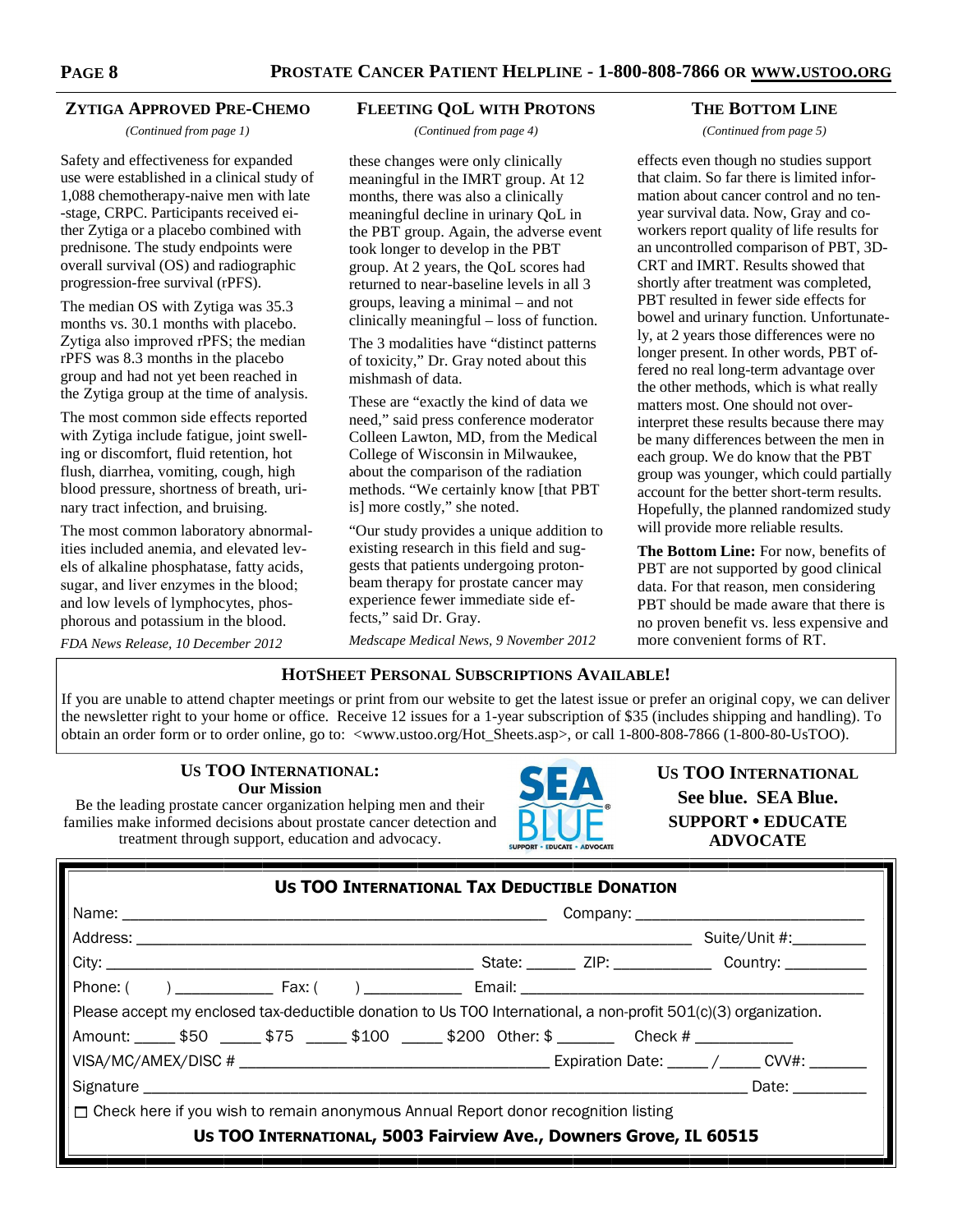## Zytiga Approved Pre-Chemo

*(Continued from page 1)*

Safety and effectiveness for expanded use were established in a clinical study of 1,088 chemotherapy-naive men with late-stage, CRPC. Participants received either Zytiga or a placebo combined with prednisone. The study endpoints were overall survival (OS) and radiographic progression-free survival (rPFS).

The median OS with Zytiga was 35.3 months vs. 30.1 months with placebo. Zytiga also improved rPFS; the median rPFS was 8.3 months in the placebo group and had not yet been reached in the Zytiga group at the time of analysis.

The most common side effects reported with Zytiga include fatigue, joint swelling or discomfort, fluid retention, hot flush, diarrhea, vomiting, cough, high blood pressure, shortness of breath, urinary tract infection, and bruising.

The most common laboratory abnormalities included anemia, and elevated levels of alkaline phosphatase, fatty acids, sugar, and liver enzymes in the blood; and low levels of lymphocytes, phosphorous and potassium in the blood.

*FDA News Release, 10 December 2012*

## Fleeting QoL with Protons

*(Continued from page 4)*

these changes were only clinically meaningful in the IMRT group. At 12 months, there was also a clinically meaningful decline in urinary QoL in the PBT group. Again, the adverse event took longer to develop in the PBT group. At 2 years, the QoL scores had returned to near-baseline levels in all 3 groups, leaving a minimal – and not clinically meaningful – loss of function.

The 3 modalities have "distinct patterns of toxicity," Dr. Gray noted about this mishmash of data.

These are "exactly the kind of data we need," said press conference moderator Colleen Lawton, MD, from the Medical College of Wisconsin in Milwaukee, about the comparison of the radiation methods. "We certainly know [that PBT is] more costly," she noted.

"Our study provides a unique addition to existing research in this field and suggests that patients undergoing proton-beam therapy for prostate cancer may experience fewer immediate side effects," said Dr. Gray.

*Medscape Medical News, 9 November 2012*

## The Bottom Line

*(Continued from page 5)*

effects even though no studies support that claim. So far there is limited information about cancer control and no ten-year survival data. Now, Gray and co-workers report quality of life results for an uncontrolled comparison of PBT, 3D-CRT and IMRT. Results showed that shortly after treatment was completed, PBT resulted in fewer side effects for bowel and urinary function. Unfortunately, at 2 years those differences were no longer present. In other words, PBT offered no real long-term advantage over the other methods, which is what really matters most. One should not over-interpret these results because there may be many differences between the men in each group. We do know that the PBT group was younger, which could partially account for the better short-term results. Hopefully, the planned randomized study will provide more reliable results.

**The Bottom Line:** For now, benefits of PBT are not supported by good clinical data. For that reason, men considering PBT should be made aware that there is no proven benefit vs. less expensive and more convenient forms of RT.

## HotSheet Personal Subscriptions Available!

If you are unable to attend chapter meetings or print from our website to get the latest issue or prefer an original copy, we can deliver the newsletter right to your home or office. Receive 12 issues for a 1-year subscription of $35 (includes shipping and handling). To obtain an order form or to order online, go to: <www.ustoo.org/Hot_Sheets.asp>, or call 1-800-808-7866 (1-800-80-UsTOO).

**Us TOO International: Our Mission**

Be the leading prostate cancer organization helping men and their families make informed decisions about prostate cancer detection and treatment through support, education and advocacy.

SEA BLUE® SUPPORT • EDUCATE • ADVOCATE

**Us TOO International**
**See blue. SEA Blue.**
**SUPPORT • EDUCATE ADVOCATE**

## Us TOO International Tax Deductible Donation

Name: ______________________________ Company: ______________________

Address: ______________________________________ Suite/Unit #:________

City: __________________________ State: _____ ZIP: __________ Country: _________

Phone: ( ) __________ Fax: ( ) __________ Email: ______________________________

Please accept my enclosed tax-deductible donation to Us TOO International, a non-profit 501(c)(3) organization.

Amount: _____ $50 _____ $75 _____ $100 _____ $200 Other: $ _______ Check # ___________

VISA/MC/AMEX/DISC # ______________________ Expiration Date: _____ /_____ CVV#: _______

Signature ____________________________________________ Date: _________

☐ Check here if you wish to remain anonymous Annual Report donor recognition listing

**Us TOO International, 5003 Fairview Ave., Downers Grove, IL 60515**